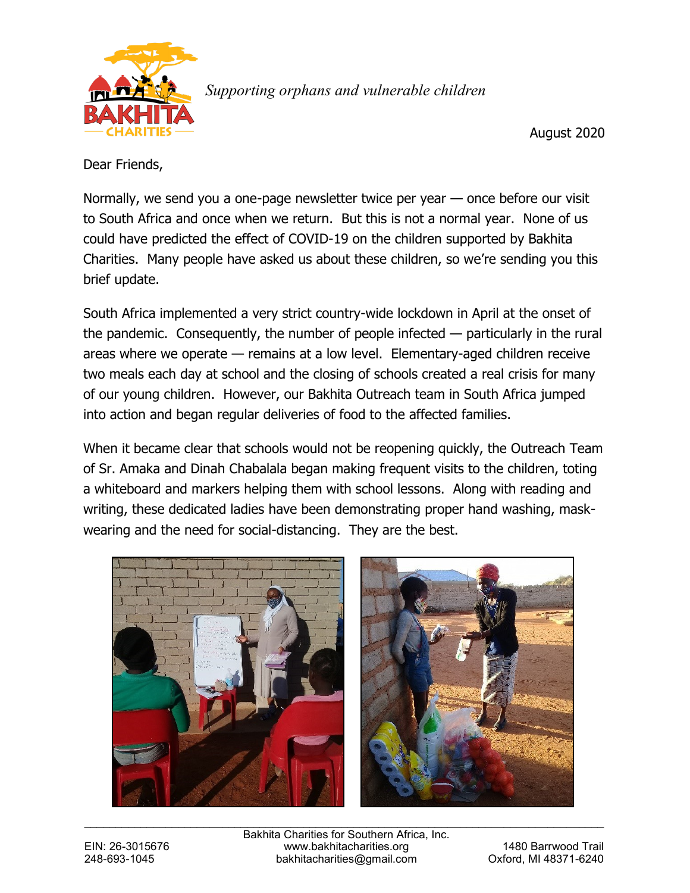*Supporting orphans and vulnerable children*

August 2020

Dear Friends,

Normally, we send you a one-page newsletter twice per year — once before our visit to South Africa and once when we return. But this is not a normal year. None of us could have predicted the effect of COVID-19 on the children supported by Bakhita Charities. Many people have asked us about these children, so we're sending you this brief update.

South Africa implemented a very strict country-wide lockdown in April at the onset of the pandemic. Consequently, the number of people infected — particularly in the rural areas where we operate — remains at a low level. Elementary-aged children receive two meals each day at school and the closing of schools created a real crisis for many of our young children. However, our Bakhita Outreach team in South Africa jumped into action and began regular deliveries of food to the affected families.

When it became clear that schools would not be reopening quickly, the Outreach Team of Sr. Amaka and Dinah Chabalala began making frequent visits to the children, toting a whiteboard and markers helping them with school lessons. Along with reading and writing, these dedicated ladies have been demonstrating proper hand washing, mask-wearing and the need for social-distancing. They are the best.

Bakhita Charities for Southern Africa, Inc.
www.bakhitacharities.org
bakhitacharities@gmail.com

EIN: 26-3015676
248-693-1045

1480 Barrwood Trail
Oxford, MI 48371-6240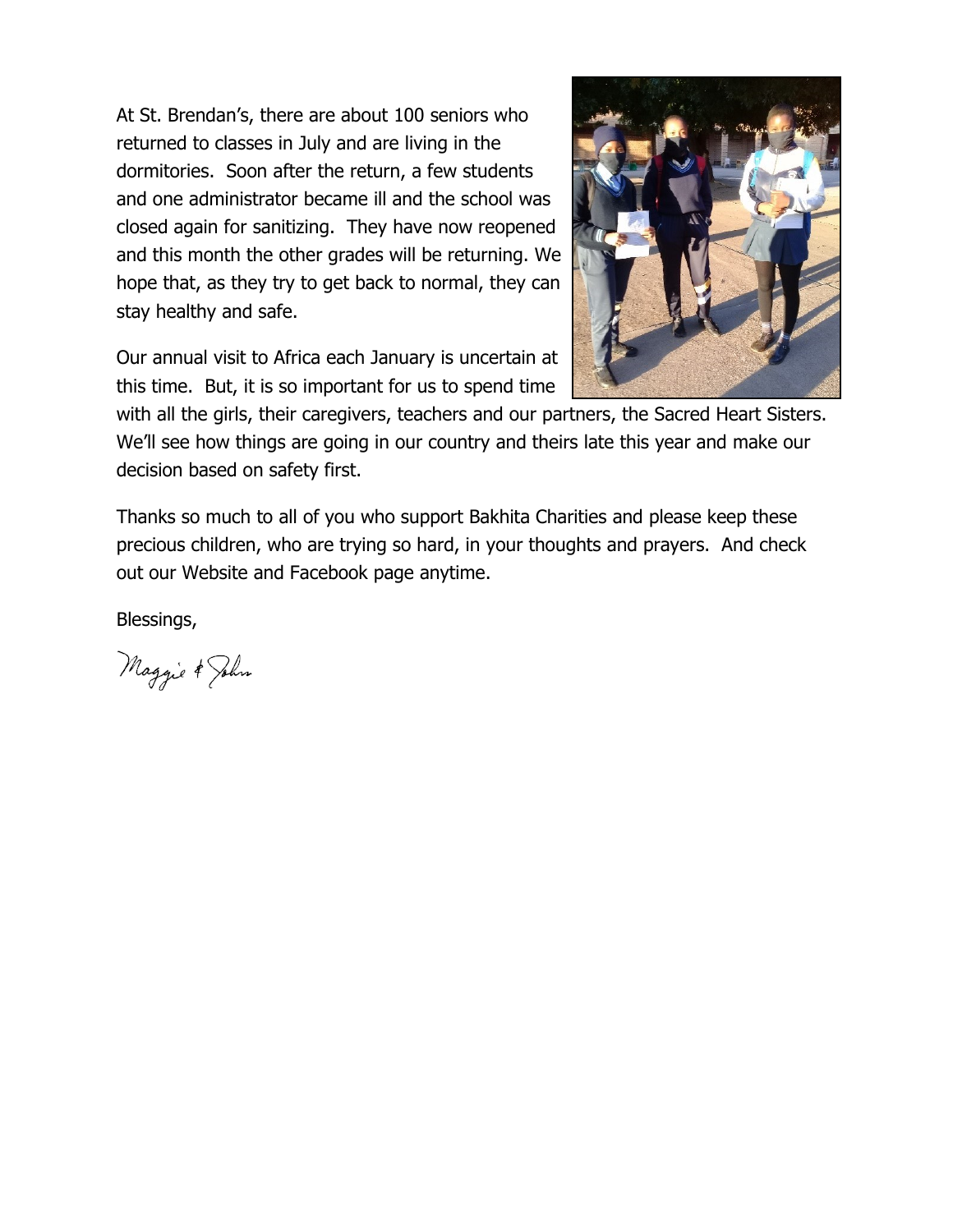At St. Brendan's, there are about 100 seniors who returned to classes in July and are living in the dormitories. Soon after the return, a few students and one administrator became ill and the school was closed again for sanitizing. They have now reopened and this month the other grades will be returning. We hope that, as they try to get back to normal, they can stay healthy and safe.

Our annual visit to Africa each January is uncertain at this time. But, it is so important for us to spend time with all the girls, their caregivers, teachers and our partners, the Sacred Heart Sisters. We'll see how things are going in our country and theirs late this year and make our decision based on safety first.

Thanks so much to all of you who support Bakhita Charities and please keep these precious children, who are trying so hard, in your thoughts and prayers. And check out our Website and Facebook page anytime.

Blessings,

Maggie & John